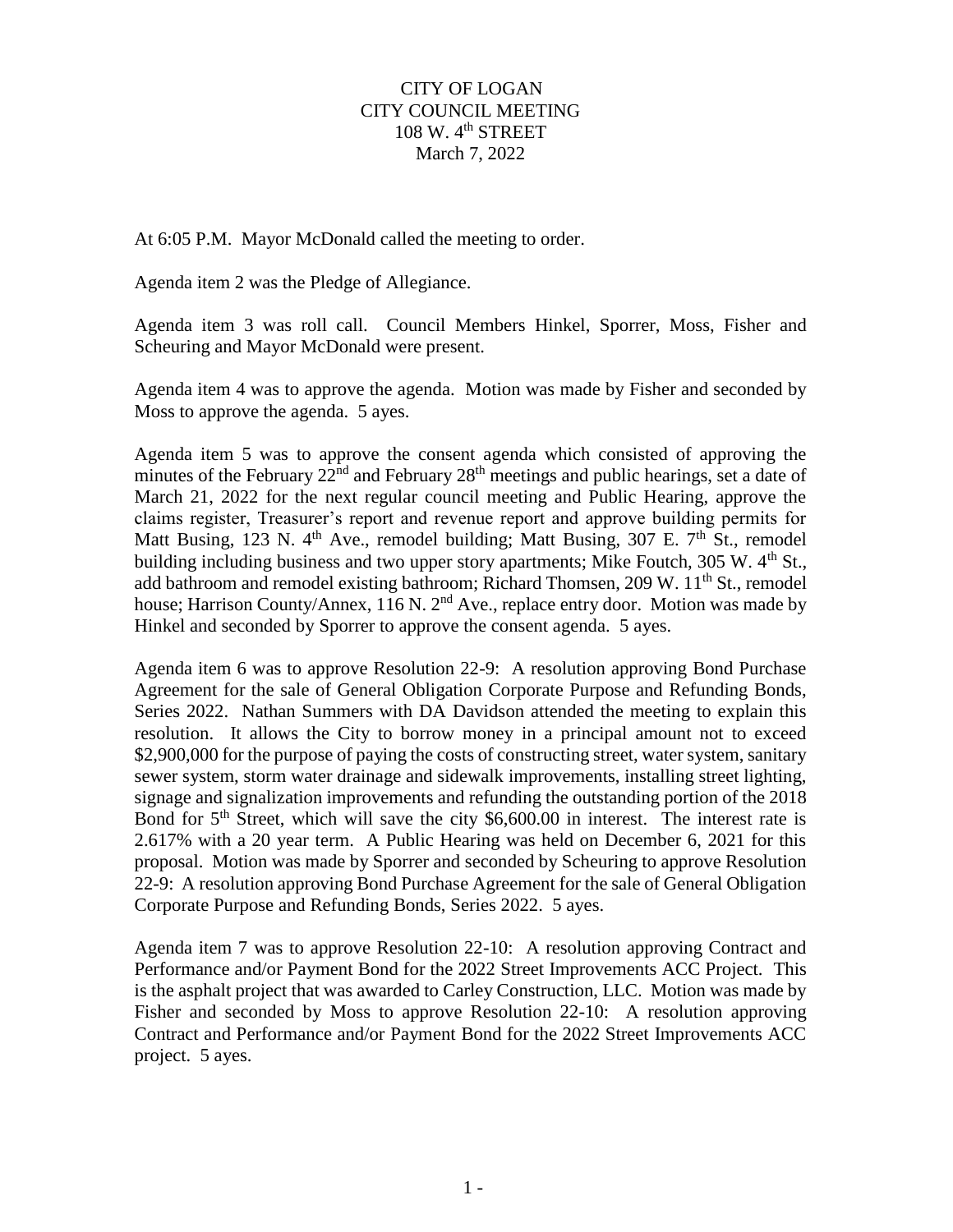# CITY OF LOGAN
## CITY COUNCIL MEETING
### 108 W. 4th STREET
### March 7, 2022

At 6:05 P.M. Mayor McDonald called the meeting to order.

Agenda item 2 was the Pledge of Allegiance.

Agenda item 3 was roll call. Council Members Hinkel, Sporrer, Moss, Fisher and Scheuring and Mayor McDonald were present.

Agenda item 4 was to approve the agenda. Motion was made by Fisher and seconded by Moss to approve the agenda. 5 ayes.

Agenda item 5 was to approve the consent agenda which consisted of approving the minutes of the February 22nd and February 28th meetings and public hearings, set a date of March 21, 2022 for the next regular council meeting and Public Hearing, approve the claims register, Treasurer's report and revenue report and approve building permits for Matt Busing, 123 N. 4th Ave., remodel building; Matt Busing, 307 E. 7th St., remodel building including business and two upper story apartments; Mike Foutch, 305 W. 4th St., add bathroom and remodel existing bathroom; Richard Thomsen, 209 W. 11th St., remodel house; Harrison County/Annex, 116 N. 2nd Ave., replace entry door. Motion was made by Hinkel and seconded by Sporrer to approve the consent agenda. 5 ayes.

Agenda item 6 was to approve Resolution 22-9: A resolution approving Bond Purchase Agreement for the sale of General Obligation Corporate Purpose and Refunding Bonds, Series 2022. Nathan Summers with DA Davidson attended the meeting to explain this resolution. It allows the City to borrow money in a principal amount not to exceed $2,900,000 for the purpose of paying the costs of constructing street, water system, sanitary sewer system, storm water drainage and sidewalk improvements, installing street lighting, signage and signalization improvements and refunding the outstanding portion of the 2018 Bond for 5th Street, which will save the city $6,600.00 in interest. The interest rate is 2.617% with a 20 year term. A Public Hearing was held on December 6, 2021 for this proposal. Motion was made by Sporrer and seconded by Scheuring to approve Resolution 22-9: A resolution approving Bond Purchase Agreement for the sale of General Obligation Corporate Purpose and Refunding Bonds, Series 2022. 5 ayes.

Agenda item 7 was to approve Resolution 22-10: A resolution approving Contract and Performance and/or Payment Bond for the 2022 Street Improvements ACC Project. This is the asphalt project that was awarded to Carley Construction, LLC. Motion was made by Fisher and seconded by Moss to approve Resolution 22-10: A resolution approving Contract and Performance and/or Payment Bond for the 2022 Street Improvements ACC project. 5 ayes.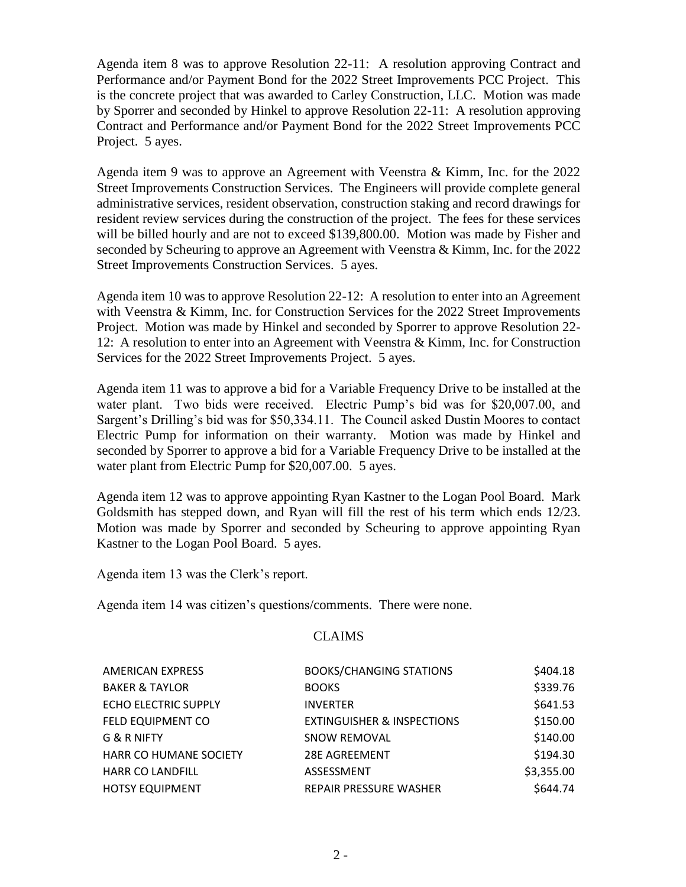Agenda item 8 was to approve Resolution 22-11: A resolution approving Contract and Performance and/or Payment Bond for the 2022 Street Improvements PCC Project. This is the concrete project that was awarded to Carley Construction, LLC. Motion was made by Sporrer and seconded by Hinkel to approve Resolution 22-11: A resolution approving Contract and Performance and/or Payment Bond for the 2022 Street Improvements PCC Project. 5 ayes.

Agenda item 9 was to approve an Agreement with Veenstra & Kimm, Inc. for the 2022 Street Improvements Construction Services. The Engineers will provide complete general administrative services, resident observation, construction staking and record drawings for resident review services during the construction of the project. The fees for these services will be billed hourly and are not to exceed $139,800.00. Motion was made by Fisher and seconded by Scheuring to approve an Agreement with Veenstra & Kimm, Inc. for the 2022 Street Improvements Construction Services. 5 ayes.

Agenda item 10 was to approve Resolution 22-12: A resolution to enter into an Agreement with Veenstra & Kimm, Inc. for Construction Services for the 2022 Street Improvements Project. Motion was made by Hinkel and seconded by Sporrer to approve Resolution 22-12: A resolution to enter into an Agreement with Veenstra & Kimm, Inc. for Construction Services for the 2022 Street Improvements Project. 5 ayes.

Agenda item 11 was to approve a bid for a Variable Frequency Drive to be installed at the water plant. Two bids were received. Electric Pump's bid was for $20,007.00, and Sargent's Drilling's bid was for $50,334.11. The Council asked Dustin Moores to contact Electric Pump for information on their warranty. Motion was made by Hinkel and seconded by Sporrer to approve a bid for a Variable Frequency Drive to be installed at the water plant from Electric Pump for $20,007.00. 5 ayes.

Agenda item 12 was to approve appointing Ryan Kastner to the Logan Pool Board. Mark Goldsmith has stepped down, and Ryan will fill the rest of his term which ends 12/23. Motion was made by Sporrer and seconded by Scheuring to approve appointing Ryan Kastner to the Logan Pool Board. 5 ayes.

Agenda item 13 was the Clerk's report.

Agenda item 14 was citizen's questions/comments. There were none.

## CLAIMS

| | | |
|---|---|---|
| AMERICAN EXPRESS | BOOKS/CHANGING STATIONS | $404.18 |
| BAKER & TAYLOR | BOOKS | $339.76 |
| ECHO ELECTRIC SUPPLY | INVERTER | $641.53 |
| FELD EQUIPMENT CO | EXTINGUISHER & INSPECTIONS | $150.00 |
| G & R NIFTY | SNOW REMOVAL | $140.00 |
| HARR CO HUMANE SOCIETY | 28E AGREEMENT | $194.30 |
| HARR CO LANDFILL | ASSESSMENT | $3,355.00 |
| HOTSY EQUIPMENT | REPAIR PRESSURE WASHER | $644.74 |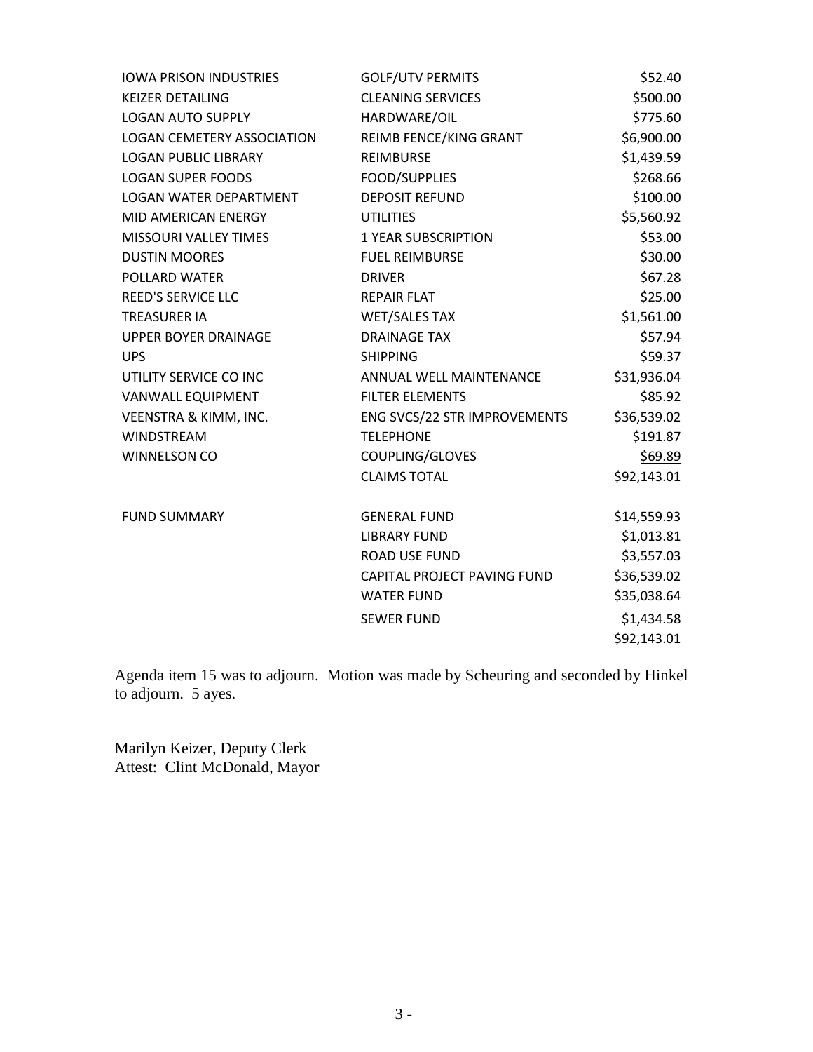| | | |
|---|---|---|
| IOWA PRISON INDUSTRIES | GOLF/UTV PERMITS | \$52.40 |
| KEIZER DETAILING | CLEANING SERVICES | \$500.00 |
| LOGAN AUTO SUPPLY | HARDWARE/OIL | \$775.60 |
| LOGAN CEMETERY ASSOCIATION | REIMB FENCE/KING GRANT | \$6,900.00 |
| LOGAN PUBLIC LIBRARY | REIMBURSE | \$1,439.59 |
| LOGAN SUPER FOODS | FOOD/SUPPLIES | \$268.66 |
| LOGAN WATER DEPARTMENT | DEPOSIT REFUND | \$100.00 |
| MID AMERICAN ENERGY | UTILITIES | \$5,560.92 |
| MISSOURI VALLEY TIMES | 1 YEAR SUBSCRIPTION | \$53.00 |
| DUSTIN MOORES | FUEL REIMBURSE | \$30.00 |
| POLLARD WATER | DRIVER | \$67.28 |
| REED'S SERVICE LLC | REPAIR FLAT | \$25.00 |
| TREASURER IA | WET/SALES TAX | \$1,561.00 |
| UPPER BOYER DRAINAGE | DRAINAGE TAX | \$57.94 |
| UPS | SHIPPING | \$59.37 |
| UTILITY SERVICE CO INC | ANNUAL WELL MAINTENANCE | \$31,936.04 |
| VANWALL EQUIPMENT | FILTER ELEMENTS | \$85.92 |
| VEENSTRA & KIMM, INC. | ENG SVCS/22 STR IMPROVEMENTS | \$36,539.02 |
| WINDSTREAM | TELEPHONE | \$191.87 |
| WINNELSON CO | COUPLING/GLOVES | \$69.89 |
| | CLAIMS TOTAL | \$92,143.01 |
| | | |
| FUND SUMMARY | GENERAL FUND | \$14,559.93 |
| | LIBRARY FUND | \$1,013.81 |
| | ROAD USE FUND | \$3,557.03 |
| | CAPITAL PROJECT PAVING FUND | \$36,539.02 |
| | WATER FUND | \$35,038.64 |
| | SEWER FUND | \$1,434.58 |
| | | \$92,143.01 |

Agenda item 15 was to adjourn. Motion was made by Scheuring and seconded by Hinkel to adjourn. 5 ayes.

Marilyn Keizer, Deputy Clerk
Attest: Clint McDonald, Mayor